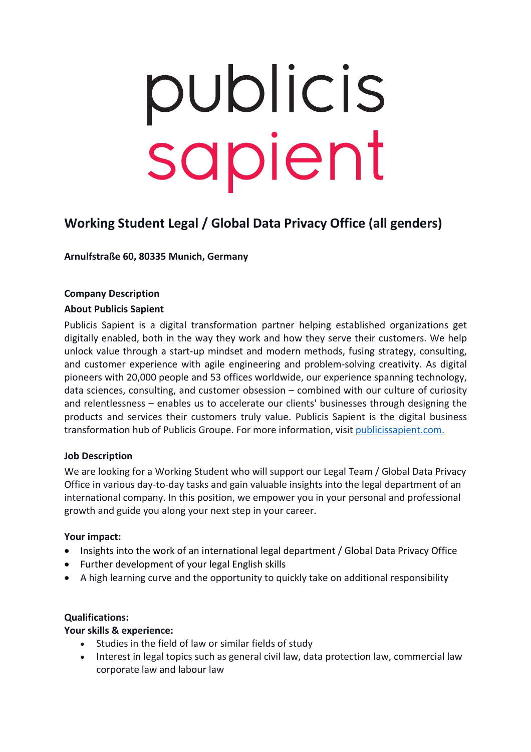publicis
sapient

# Working Student Legal / Global Data Privacy Office (all genders)

**Arnulfstraße 60, 80335 Munich, Germany**

**Company Description**

**About Publicis Sapient**

Publicis Sapient is a digital transformation partner helping established organizations get digitally enabled, both in the way they work and how they serve their customers. We help unlock value through a start-up mindset and modern methods, fusing strategy, consulting, and customer experience with agile engineering and problem-solving creativity. As digital pioneers with 20,000 people and 53 offices worldwide, our experience spanning technology, data sciences, consulting, and customer obsession – combined with our culture of curiosity and relentlessness – enables us to accelerate our clients' businesses through designing the products and services their customers truly value. Publicis Sapient is the digital business transformation hub of Publicis Groupe. For more information, visit [publicissapient.com.](publicissapient.com)

**Job Description**

We are looking for a Working Student who will support our Legal Team / Global Data Privacy Office in various day-to-day tasks and gain valuable insights into the legal department of an international company. In this position, we empower you in your personal and professional growth and guide you along your next step in your career.

**Your impact:**

- Insights into the work of an international legal department / Global Data Privacy Office
- Further development of your legal English skills
- A high learning curve and the opportunity to quickly take on additional responsibility

**Qualifications:**

**Your skills & experience:**

- Studies in the field of law or similar fields of study
- Interest in legal topics such as general civil law, data protection law, commercial law corporate law and labour law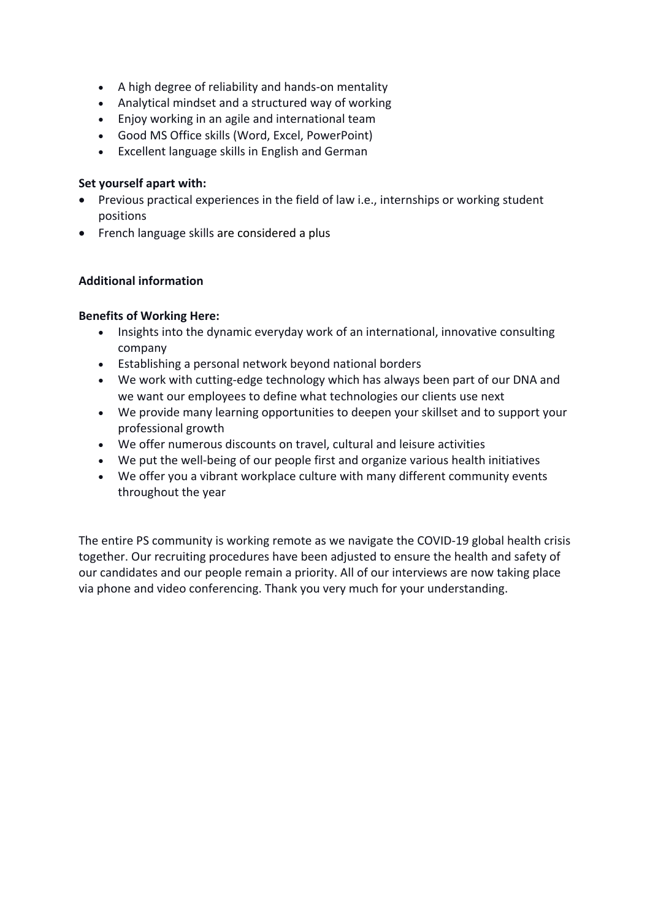- A high degree of reliability and hands-on mentality
- Analytical mindset and a structured way of working
- Enjoy working in an agile and international team
- Good MS Office skills (Word, Excel, PowerPoint)
- Excellent language skills in English and German

**Set yourself apart with:**

- Previous practical experiences in the field of law i.e., internships or working student positions
- French language skills are considered a plus

**Additional information**

**Benefits of Working Here:**

- Insights into the dynamic everyday work of an international, innovative consulting company
- Establishing a personal network beyond national borders
- We work with cutting-edge technology which has always been part of our DNA and we want our employees to define what technologies our clients use next
- We provide many learning opportunities to deepen your skillset and to support your professional growth
- We offer numerous discounts on travel, cultural and leisure activities
- We put the well-being of our people first and organize various health initiatives
- We offer you a vibrant workplace culture with many different community events throughout the year

The entire PS community is working remote as we navigate the COVID-19 global health crisis together. Our recruiting procedures have been adjusted to ensure the health and safety of our candidates and our people remain a priority. All of our interviews are now taking place via phone and video conferencing. Thank you very much for your understanding.